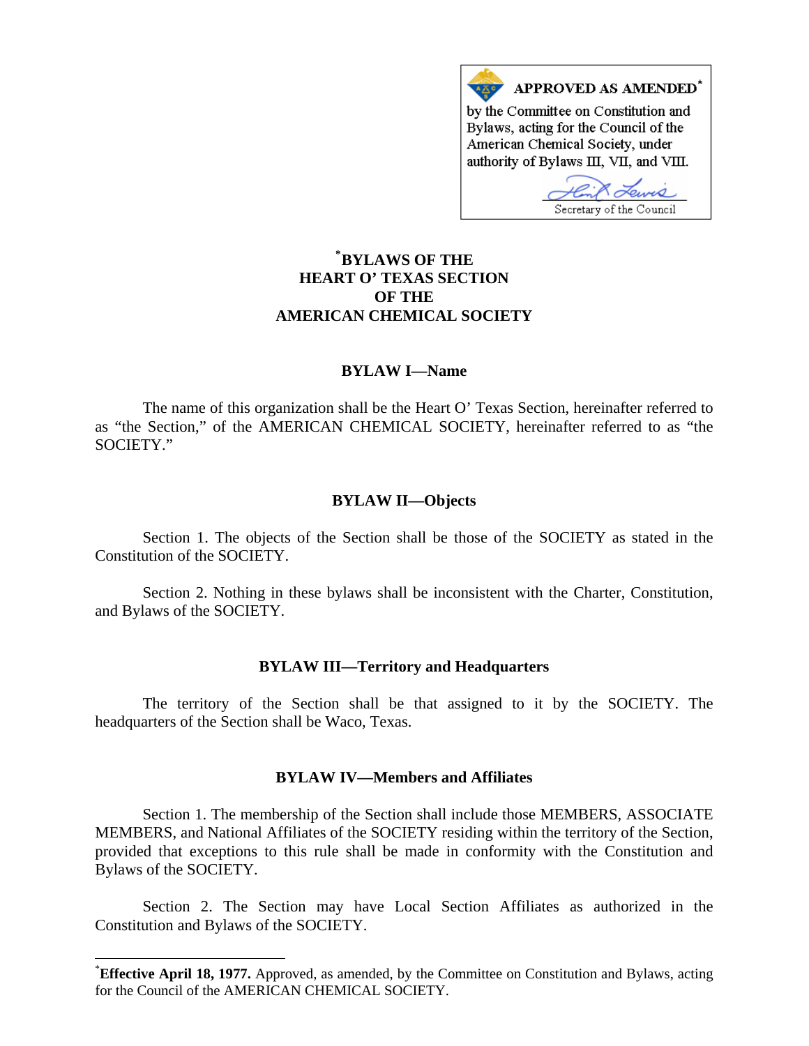**APPROVED AS AMENDED*** by the Committee on Constitution and Bylaws, acting for the Council of the American Chemical Society, under authority of Bylaws III, VII, and VIII.

Secretary of the Council

# *BYLAWS OF THE HEART O' TEXAS SECTION OF THE AMERICAN CHEMICAL SOCIETY

## BYLAW I—Name

The name of this organization shall be the Heart O' Texas Section, hereinafter referred to as "the Section," of the AMERICAN CHEMICAL SOCIETY, hereinafter referred to as "the SOCIETY."

## BYLAW II—Objects

Section 1. The objects of the Section shall be those of the SOCIETY as stated in the Constitution of the SOCIETY.

Section 2. Nothing in these bylaws shall be inconsistent with the Charter, Constitution, and Bylaws of the SOCIETY.

## BYLAW III—Territory and Headquarters

The territory of the Section shall be that assigned to it by the SOCIETY. The headquarters of the Section shall be Waco, Texas.

## BYLAW IV—Members and Affiliates

Section 1. The membership of the Section shall include those MEMBERS, ASSOCIATE MEMBERS, and National Affiliates of the SOCIETY residing within the territory of the Section, provided that exceptions to this rule shall be made in conformity with the Constitution and Bylaws of the SOCIETY.

Section 2. The Section may have Local Section Affiliates as authorized in the Constitution and Bylaws of the SOCIETY.

---

***Effective April 18, 1977.** Approved, as amended, by the Committee on Constitution and Bylaws, acting for the Council of the AMERICAN CHEMICAL SOCIETY.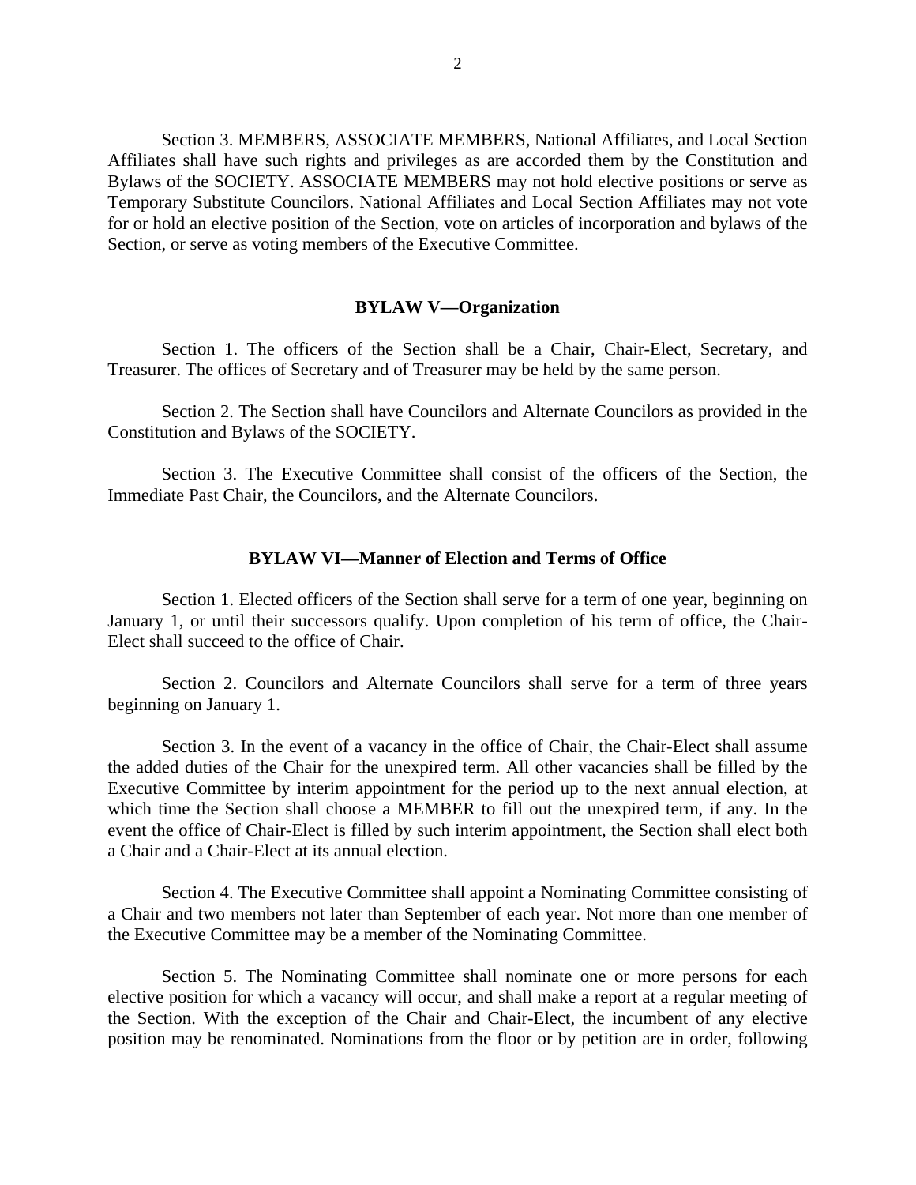Section 3. MEMBERS, ASSOCIATE MEMBERS, National Affiliates, and Local Section Affiliates shall have such rights and privileges as are accorded them by the Constitution and Bylaws of the SOCIETY. ASSOCIATE MEMBERS may not hold elective positions or serve as Temporary Substitute Councilors. National Affiliates and Local Section Affiliates may not vote for or hold an elective position of the Section, vote on articles of incorporation and bylaws of the Section, or serve as voting members of the Executive Committee.

## BYLAW V—Organization

Section 1. The officers of the Section shall be a Chair, Chair-Elect, Secretary, and Treasurer. The offices of Secretary and of Treasurer may be held by the same person.

Section 2. The Section shall have Councilors and Alternate Councilors as provided in the Constitution and Bylaws of the SOCIETY.

Section 3. The Executive Committee shall consist of the officers of the Section, the Immediate Past Chair, the Councilors, and the Alternate Councilors.

## BYLAW VI—Manner of Election and Terms of Office

Section 1. Elected officers of the Section shall serve for a term of one year, beginning on January 1, or until their successors qualify. Upon completion of his term of office, the Chair-Elect shall succeed to the office of Chair.

Section 2. Councilors and Alternate Councilors shall serve for a term of three years beginning on January 1.

Section 3. In the event of a vacancy in the office of Chair, the Chair-Elect shall assume the added duties of the Chair for the unexpired term. All other vacancies shall be filled by the Executive Committee by interim appointment for the period up to the next annual election, at which time the Section shall choose a MEMBER to fill out the unexpired term, if any. In the event the office of Chair-Elect is filled by such interim appointment, the Section shall elect both a Chair and a Chair-Elect at its annual election.

Section 4. The Executive Committee shall appoint a Nominating Committee consisting of a Chair and two members not later than September of each year. Not more than one member of the Executive Committee may be a member of the Nominating Committee.

Section 5. The Nominating Committee shall nominate one or more persons for each elective position for which a vacancy will occur, and shall make a report at a regular meeting of the Section. With the exception of the Chair and Chair-Elect, the incumbent of any elective position may be renominated. Nominations from the floor or by petition are in order, following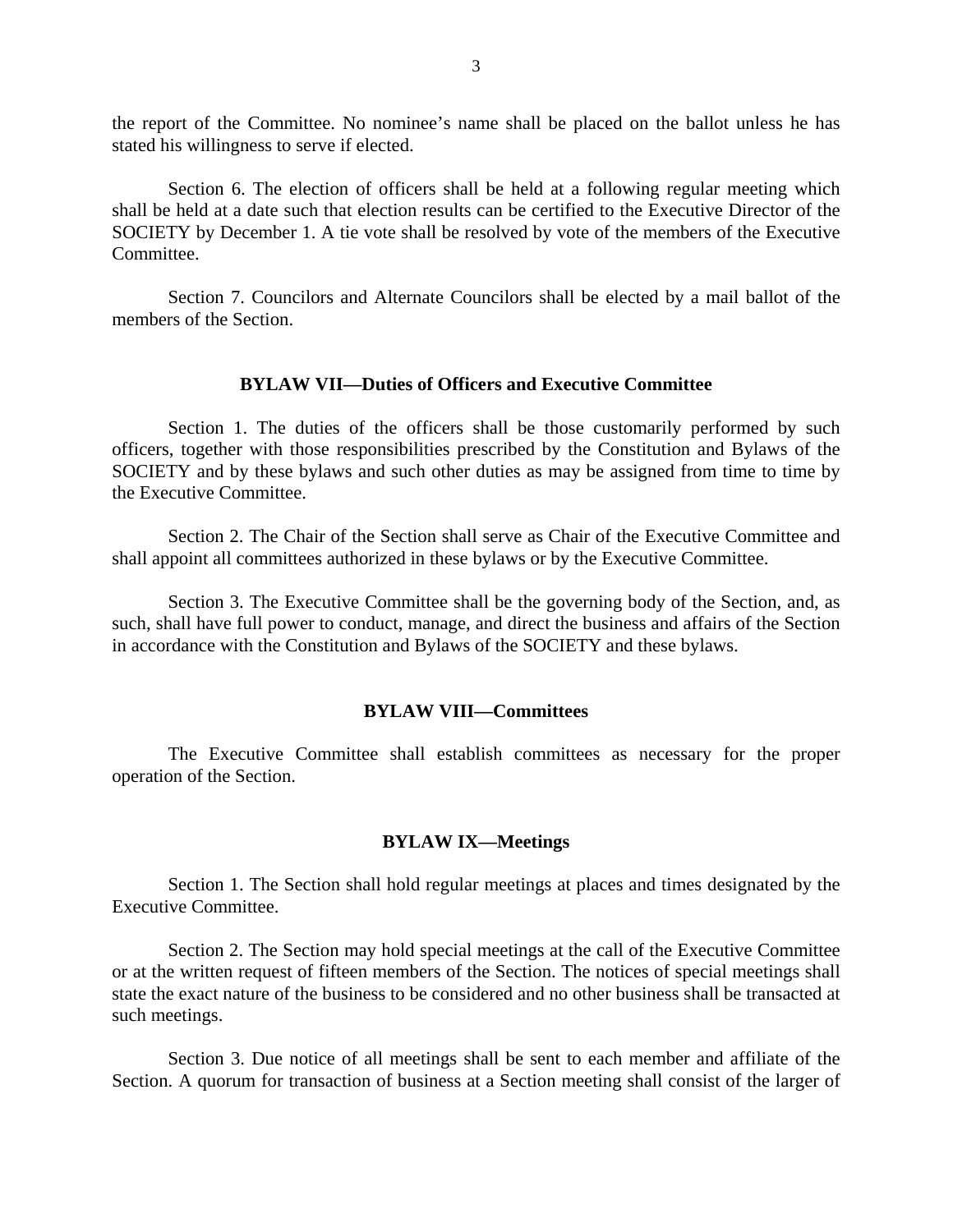the report of the Committee. No nominee's name shall be placed on the ballot unless he has stated his willingness to serve if elected.

Section 6. The election of officers shall be held at a following regular meeting which shall be held at a date such that election results can be certified to the Executive Director of the SOCIETY by December 1. A tie vote shall be resolved by vote of the members of the Executive Committee.

Section 7. Councilors and Alternate Councilors shall be elected by a mail ballot of the members of the Section.

### BYLAW VII—Duties of Officers and Executive Committee

Section 1. The duties of the officers shall be those customarily performed by such officers, together with those responsibilities prescribed by the Constitution and Bylaws of the SOCIETY and by these bylaws and such other duties as may be assigned from time to time by the Executive Committee.

Section 2. The Chair of the Section shall serve as Chair of the Executive Committee and shall appoint all committees authorized in these bylaws or by the Executive Committee.

Section 3. The Executive Committee shall be the governing body of the Section, and, as such, shall have full power to conduct, manage, and direct the business and affairs of the Section in accordance with the Constitution and Bylaws of the SOCIETY and these bylaws.

### BYLAW VIII—Committees

The Executive Committee shall establish committees as necessary for the proper operation of the Section.

### BYLAW IX—Meetings

Section 1. The Section shall hold regular meetings at places and times designated by the Executive Committee.

Section 2. The Section may hold special meetings at the call of the Executive Committee or at the written request of fifteen members of the Section. The notices of special meetings shall state the exact nature of the business to be considered and no other business shall be transacted at such meetings.

Section 3. Due notice of all meetings shall be sent to each member and affiliate of the Section. A quorum for transaction of business at a Section meeting shall consist of the larger of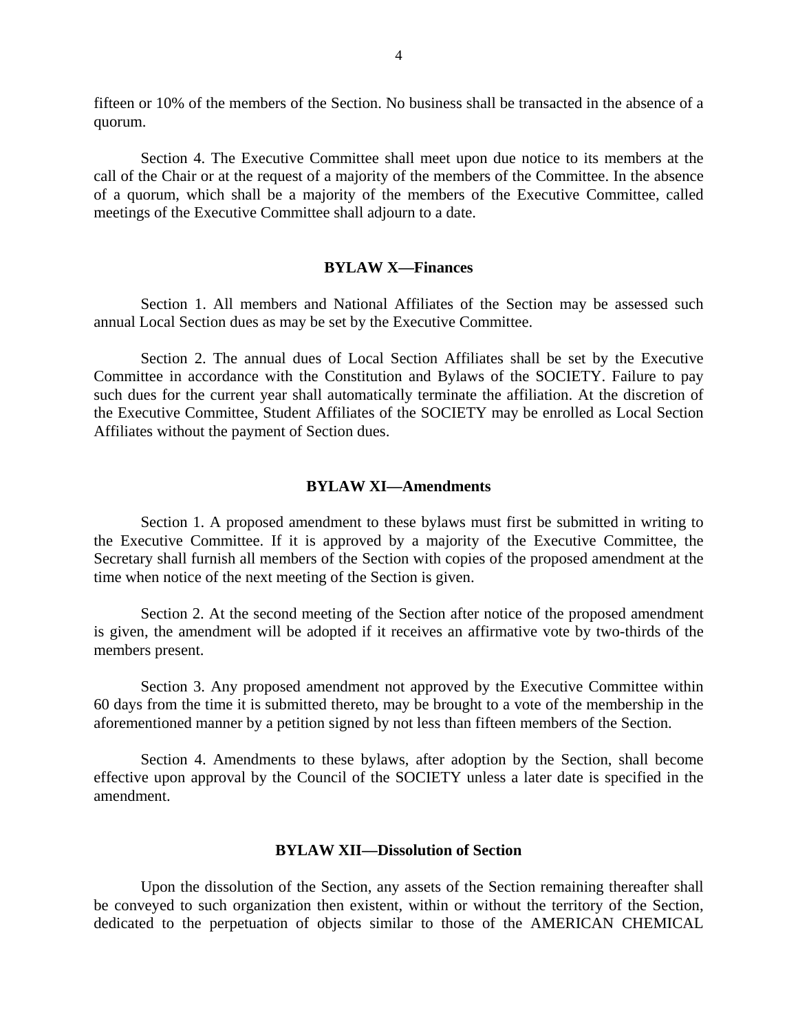fifteen or 10% of the members of the Section. No business shall be transacted in the absence of a quorum.

Section 4. The Executive Committee shall meet upon due notice to its members at the call of the Chair or at the request of a majority of the members of the Committee. In the absence of a quorum, which shall be a majority of the members of the Executive Committee, called meetings of the Executive Committee shall adjourn to a date.

## BYLAW X—Finances

Section 1. All members and National Affiliates of the Section may be assessed such annual Local Section dues as may be set by the Executive Committee.

Section 2. The annual dues of Local Section Affiliates shall be set by the Executive Committee in accordance with the Constitution and Bylaws of the SOCIETY. Failure to pay such dues for the current year shall automatically terminate the affiliation. At the discretion of the Executive Committee, Student Affiliates of the SOCIETY may be enrolled as Local Section Affiliates without the payment of Section dues.

## BYLAW XI—Amendments

Section 1. A proposed amendment to these bylaws must first be submitted in writing to the Executive Committee. If it is approved by a majority of the Executive Committee, the Secretary shall furnish all members of the Section with copies of the proposed amendment at the time when notice of the next meeting of the Section is given.

Section 2. At the second meeting of the Section after notice of the proposed amendment is given, the amendment will be adopted if it receives an affirmative vote by two-thirds of the members present.

Section 3. Any proposed amendment not approved by the Executive Committee within 60 days from the time it is submitted thereto, may be brought to a vote of the membership in the aforementioned manner by a petition signed by not less than fifteen members of the Section.

Section 4. Amendments to these bylaws, after adoption by the Section, shall become effective upon approval by the Council of the SOCIETY unless a later date is specified in the amendment.

## BYLAW XII—Dissolution of Section

Upon the dissolution of the Section, any assets of the Section remaining thereafter shall be conveyed to such organization then existent, within or without the territory of the Section, dedicated to the perpetuation of objects similar to those of the AMERICAN CHEMICAL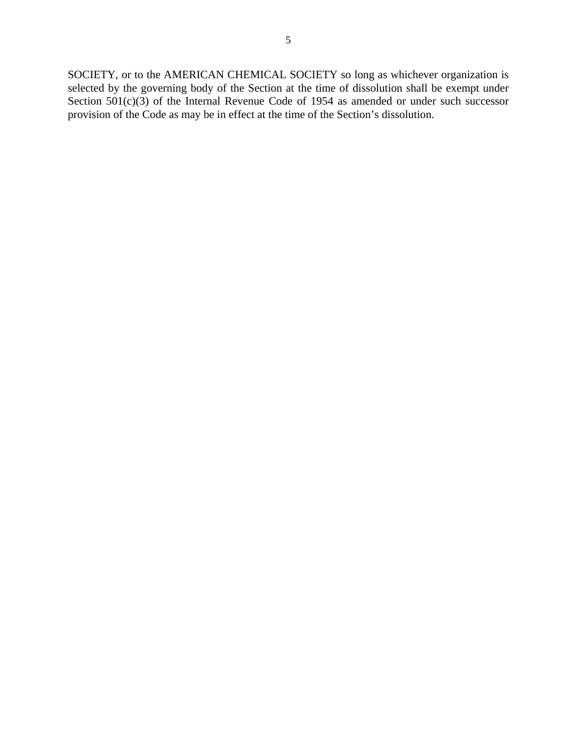SOCIETY, or to the AMERICAN CHEMICAL SOCIETY so long as whichever organization is selected by the governing body of the Section at the time of dissolution shall be exempt under Section 501(c)(3) of the Internal Revenue Code of 1954 as amended or under such successor provision of the Code as may be in effect at the time of the Section's dissolution.